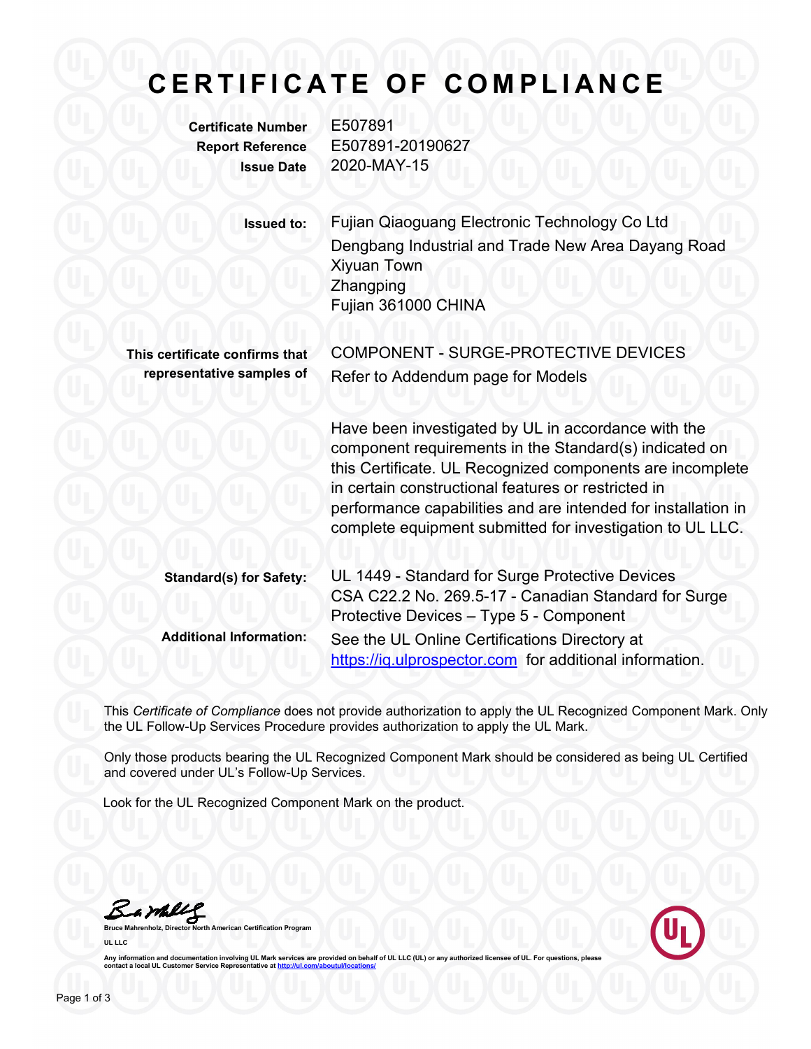# CERTIFICATE OF COMPLIANCE

**Certificate Number** E507891
**Report Reference** E507891-20190627
**Issue Date** 2020-MAY-15

**Issued to:** Fujian Qiaoguang Electronic Technology Co Ltd
Dengbang Industrial and Trade New Area Dayang Road
Xiyuan Town
Zhangping
Fujian 361000 CHINA

**This certificate confirms that representative samples of** COMPONENT - SURGE-PROTECTIVE DEVICES
Refer to Addendum page for Models

Have been investigated by UL in accordance with the component requirements in the Standard(s) indicated on this Certificate. UL Recognized components are incomplete in certain constructional features or restricted in performance capabilities and are intended for installation in complete equipment submitted for investigation to UL LLC.

**Standard(s) for Safety:** UL 1449 - Standard for Surge Protective Devices
CSA C22.2 No. 269.5-17 - Canadian Standard for Surge Protective Devices – Type 5 - Component

**Additional Information:** See the UL Online Certifications Directory at https://iq.ulprospector.com for additional information.

This *Certificate of Compliance* does not provide authorization to apply the UL Recognized Component Mark. Only the UL Follow-Up Services Procedure provides authorization to apply the UL Mark.

Only those products bearing the UL Recognized Component Mark should be considered as being UL Certified and covered under UL's Follow-Up Services.

Look for the UL Recognized Component Mark on the product.

Bruce Mahrenholz, Director North American Certification Program
UL LLC

Any information and documentation involving UL Mark services are provided on behalf of UL LLC (UL) or any authorized licensee of UL. For questions, please contact a local UL Customer Service Representative at http://ul.com/aboutul/locations/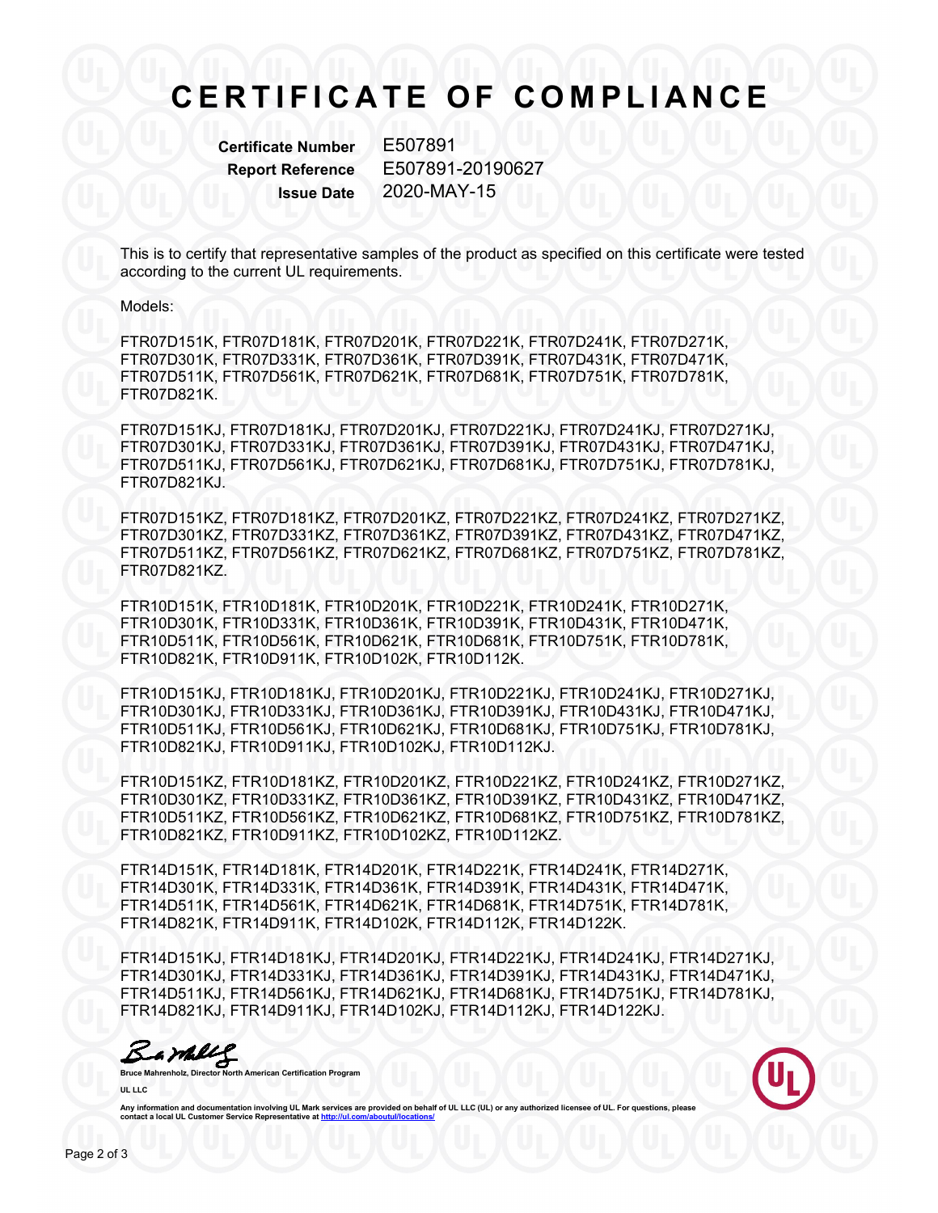# CERTIFICATE OF COMPLIANCE

**Certificate Number** E507891
**Report Reference** E507891-20190627
**Issue Date** 2020-MAY-15

This is to certify that representative samples of the product as specified on this certificate were tested according to the current UL requirements.

Models:

FTR07D151K, FTR07D181K, FTR07D201K, FTR07D221K, FTR07D241K, FTR07D271K, FTR07D301K, FTR07D331K, FTR07D361K, FTR07D391K, FTR07D431K, FTR07D471K, FTR07D511K, FTR07D561K, FTR07D621K, FTR07D681K, FTR07D751K, FTR07D781K, FTR07D821K.

FTR07D151KJ, FTR07D181KJ, FTR07D201KJ, FTR07D221KJ, FTR07D241KJ, FTR07D271KJ, FTR07D301KJ, FTR07D331KJ, FTR07D361KJ, FTR07D391KJ, FTR07D431KJ, FTR07D471KJ, FTR07D511KJ, FTR07D561KJ, FTR07D621KJ, FTR07D681KJ, FTR07D751KJ, FTR07D781KJ, FTR07D821KJ.

FTR07D151KZ, FTR07D181KZ, FTR07D201KZ, FTR07D221KZ, FTR07D241KZ, FTR07D271KZ, FTR07D301KZ, FTR07D331KZ, FTR07D361KZ, FTR07D391KZ, FTR07D431KZ, FTR07D471KZ, FTR07D511KZ, FTR07D561KZ, FTR07D621KZ, FTR07D681KZ, FTR07D751KZ, FTR07D781KZ, FTR07D821KZ.

FTR10D151K, FTR10D181K, FTR10D201K, FTR10D221K, FTR10D241K, FTR10D271K, FTR10D301K, FTR10D331K, FTR10D361K, FTR10D391K, FTR10D431K, FTR10D471K, FTR10D511K, FTR10D561K, FTR10D621K, FTR10D681K, FTR10D751K, FTR10D781K, FTR10D821K, FTR10D911K, FTR10D102K, FTR10D112K.

FTR10D151KJ, FTR10D181KJ, FTR10D201KJ, FTR10D221KJ, FTR10D241KJ, FTR10D271KJ, FTR10D301KJ, FTR10D331KJ, FTR10D361KJ, FTR10D391KJ, FTR10D431KJ, FTR10D471KJ, FTR10D511KJ, FTR10D561KJ, FTR10D621KJ, FTR10D681KJ, FTR10D751KJ, FTR10D781KJ, FTR10D821KJ, FTR10D911KJ, FTR10D102KJ, FTR10D112KJ.

FTR10D151KZ, FTR10D181KZ, FTR10D201KZ, FTR10D221KZ, FTR10D241KZ, FTR10D271KZ, FTR10D301KZ, FTR10D331KZ, FTR10D361KZ, FTR10D391KZ, FTR10D431KZ, FTR10D471KZ, FTR10D511KZ, FTR10D561KZ, FTR10D621KZ, FTR10D681KZ, FTR10D751KZ, FTR10D781KZ, FTR10D821KZ, FTR10D911KZ, FTR10D102KZ, FTR10D112KZ.

FTR14D151K, FTR14D181K, FTR14D201K, FTR14D221K, FTR14D241K, FTR14D271K, FTR14D301K, FTR14D331K, FTR14D361K, FTR14D391K, FTR14D431K, FTR14D471K, FTR14D511K, FTR14D561K, FTR14D621K, FTR14D681K, FTR14D751K, FTR14D781K, FTR14D821K, FTR14D911K, FTR14D102K, FTR14D112K, FTR14D122K.

FTR14D151KJ, FTR14D181KJ, FTR14D201KJ, FTR14D221KJ, FTR14D241KJ, FTR14D271KJ, FTR14D301KJ, FTR14D331KJ, FTR14D361KJ, FTR14D391KJ, FTR14D431KJ, FTR14D471KJ, FTR14D511KJ, FTR14D561KJ, FTR14D621KJ, FTR14D681KJ, FTR14D751KJ, FTR14D781KJ, FTR14D821KJ, FTR14D911KJ, FTR14D102KJ, FTR14D112KJ, FTR14D122KJ.

**Bruce Mahrenholz, Director North American Certification Program**

**UL LLC**

Any information and documentation involving UL Mark services are provided on behalf of UL LLC (UL) or any authorized licensee of UL. For questions, please contact a local UL Customer Service Representative at http://ul.com/aboutul/locations/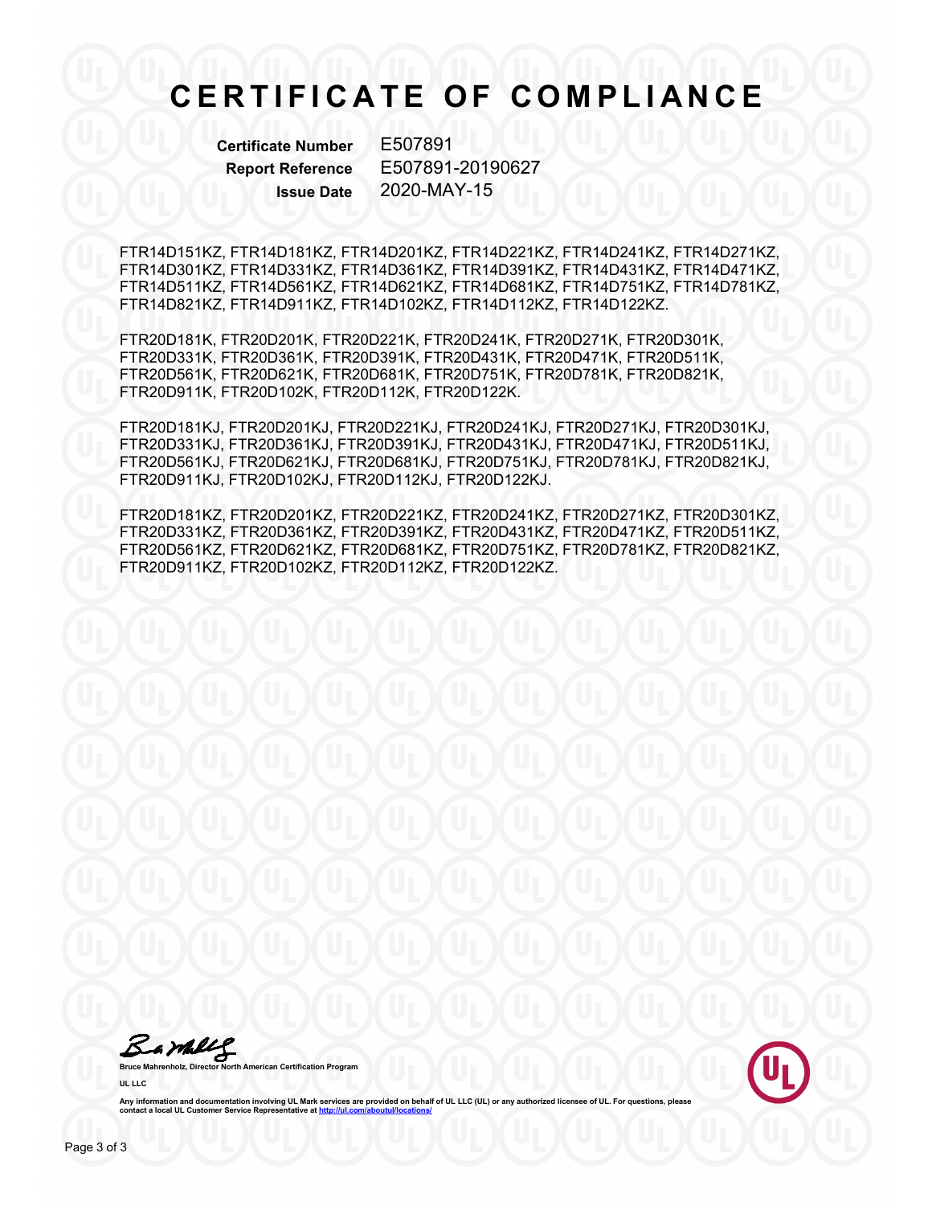# CERTIFICATE OF COMPLIANCE

**Certificate Number** E507891
**Report Reference** E507891-20190627
**Issue Date** 2020-MAY-15

FTR14D151KZ, FTR14D181KZ, FTR14D201KZ, FTR14D221KZ, FTR14D241KZ, FTR14D271KZ, FTR14D301KZ, FTR14D331KZ, FTR14D361KZ, FTR14D391KZ, FTR14D431KZ, FTR14D471KZ, FTR14D511KZ, FTR14D561KZ, FTR14D621KZ, FTR14D681KZ, FTR14D751KZ, FTR14D781KZ, FTR14D821KZ, FTR14D911KZ, FTR14D102KZ, FTR14D112KZ, FTR14D122KZ.

FTR20D181K, FTR20D201K, FTR20D221K, FTR20D241K, FTR20D271K, FTR20D301K, FTR20D331K, FTR20D361K, FTR20D391K, FTR20D431K, FTR20D471K, FTR20D511K, FTR20D561K, FTR20D621K, FTR20D681K, FTR20D751K, FTR20D781K, FTR20D821K, FTR20D911K, FTR20D102K, FTR20D112K, FTR20D122K.

FTR20D181KJ, FTR20D201KJ, FTR20D221KJ, FTR20D241KJ, FTR20D271KJ, FTR20D301KJ, FTR20D331KJ, FTR20D361KJ, FTR20D391KJ, FTR20D431KJ, FTR20D471KJ, FTR20D511KJ, FTR20D561KJ, FTR20D621KJ, FTR20D681KJ, FTR20D751KJ, FTR20D781KJ, FTR20D821KJ, FTR20D911KJ, FTR20D102KJ, FTR20D112KJ, FTR20D122KJ.

FTR20D181KZ, FTR20D201KZ, FTR20D221KZ, FTR20D241KZ, FTR20D271KZ, FTR20D301KZ, FTR20D331KZ, FTR20D361KZ, FTR20D391KZ, FTR20D431KZ, FTR20D471KZ, FTR20D511KZ, FTR20D561KZ, FTR20D621KZ, FTR20D681KZ, FTR20D751KZ, FTR20D781KZ, FTR20D821KZ, FTR20D911KZ, FTR20D102KZ, FTR20D112KZ, FTR20D122KZ.

**Bruce Mahrenholz, Director North American Certification Program**

**UL LLC**

**Any information and documentation involving UL Mark services are provided on behalf of UL LLC (UL) or any authorized licensee of UL. For questions, please contact a local UL Customer Service Representative at http://ul.com/aboutul/locations/**